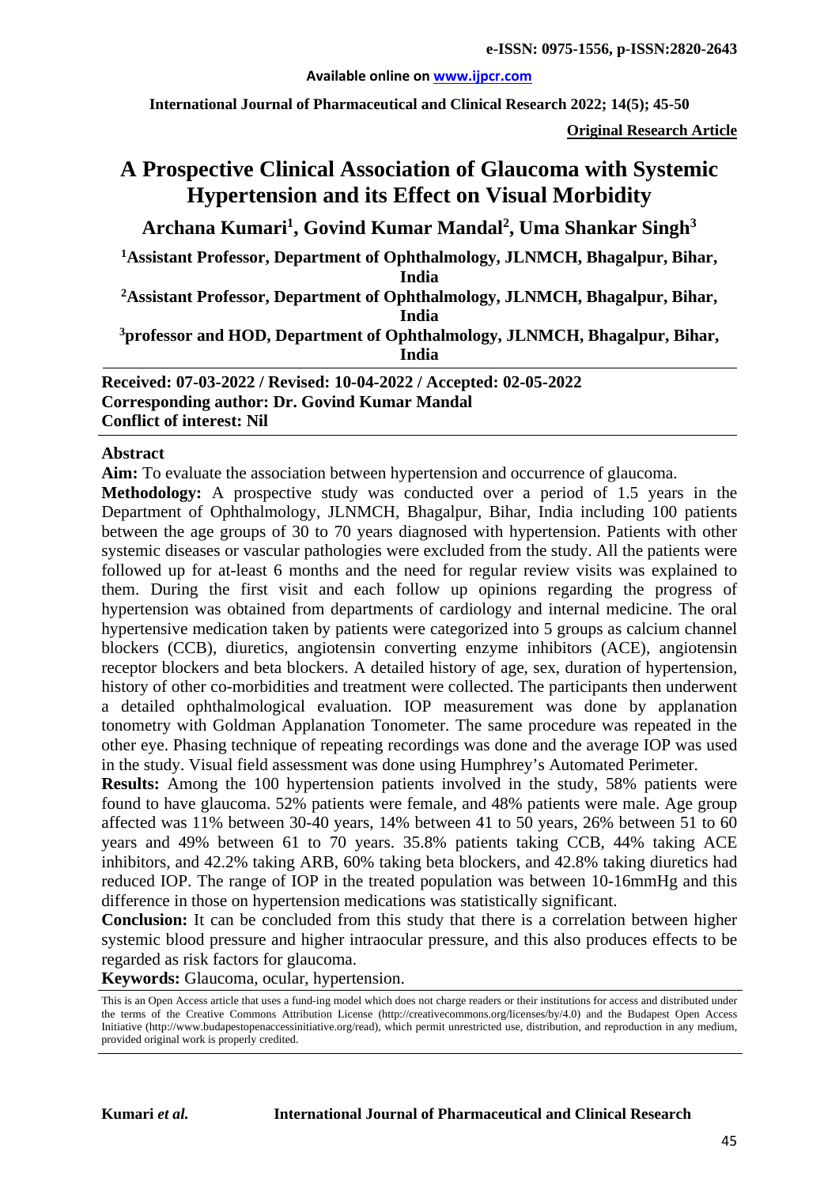# A Prospective Clinical Association of Glaucoma with Systemic Hypertension and its Effect on Visual Morbidity

**Archana Kumari[1], Govind Kumar Mandal[2], Uma Shankar Singh[3]**

**[1]Assistant Professor, Department of Ophthalmology, JLNMCH, Bhagalpur, Bihar, India**

**[2]Assistant Professor, Department of Ophthalmology, JLNMCH, Bhagalpur, Bihar, India**

**[3]professor and HOD, Department of Ophthalmology, JLNMCH, Bhagalpur, Bihar, India**

**Received: 07-03-2022 / Revised: 10-04-2022 / Accepted: 02-05-2022**
**Corresponding author: Dr. Govind Kumar Mandal**
**Conflict of interest: Nil**

## Abstract

**Aim:** To evaluate the association between hypertension and occurrence of glaucoma.

**Methodology:** A prospective study was conducted over a period of 1.5 years in the Department of Ophthalmology, JLNMCH, Bhagalpur, Bihar, India including 100 patients between the age groups of 30 to 70 years diagnosed with hypertension. Patients with other systemic diseases or vascular pathologies were excluded from the study. All the patients were followed up for at-least 6 months and the need for regular review visits was explained to them. During the first visit and each follow up opinions regarding the progress of hypertension was obtained from departments of cardiology and internal medicine. The oral hypertensive medication taken by patients were categorized into 5 groups as calcium channel blockers (CCB), diuretics, angiotensin converting enzyme inhibitors (ACE), angiotensin receptor blockers and beta blockers. A detailed history of age, sex, duration of hypertension, history of other co-morbidities and treatment were collected. The participants then underwent a detailed ophthalmological evaluation. IOP measurement was done by applanation tonometry with Goldman Applanation Tonometer. The same procedure was repeated in the other eye. Phasing technique of repeating recordings was done and the average IOP was used in the study. Visual field assessment was done using Humphrey's Automated Perimeter.

**Results:** Among the 100 hypertension patients involved in the study, 58% patients were found to have glaucoma. 52% patients were female, and 48% patients were male. Age group affected was 11% between 30-40 years, 14% between 41 to 50 years, 26% between 51 to 60 years and 49% between 61 to 70 years. 35.8% patients taking CCB, 44% taking ACE inhibitors, and 42.2% taking ARB, 60% taking beta blockers, and 42.8% taking diuretics had reduced IOP. The range of IOP in the treated population was between 10-16mmHg and this difference in those on hypertension medications was statistically significant.

**Conclusion:** It can be concluded from this study that there is a correlation between higher systemic blood pressure and higher intraocular pressure, and this also produces effects to be regarded as risk factors for glaucoma.

**Keywords:** Glaucoma, ocular, hypertension.

This is an Open Access article that uses a fund-ing model which does not charge readers or their institutions for access and distributed under the terms of the Creative Commons Attribution License (http://creativecommons.org/licenses/by/4.0) and the Budapest Open Access Initiative (http://www.budapestopenaccessinitiative.org/read), which permit unrestricted use, distribution, and reproduction in any medium, provided original work is properly credited.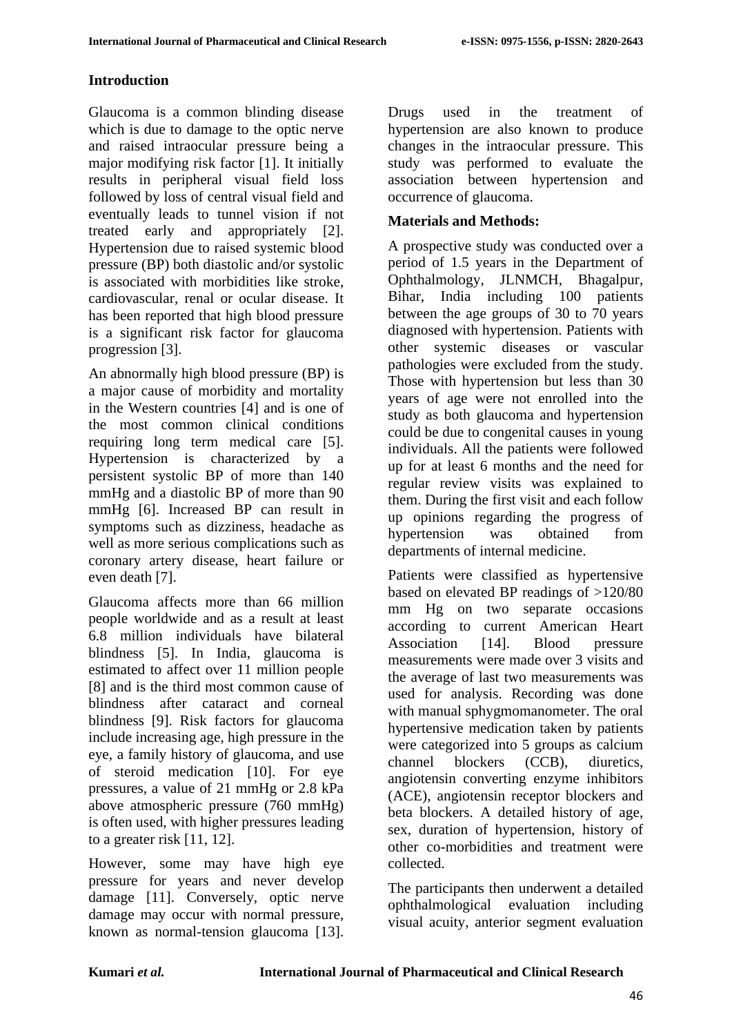## Introduction

Glaucoma is a common blinding disease which is due to damage to the optic nerve and raised intraocular pressure being a major modifying risk factor [1]. It initially results in peripheral visual field loss followed by loss of central visual field and eventually leads to tunnel vision if not treated early and appropriately [2]. Hypertension due to raised systemic blood pressure (BP) both diastolic and/or systolic is associated with morbidities like stroke, cardiovascular, renal or ocular disease. It has been reported that high blood pressure is a significant risk factor for glaucoma progression [3].

An abnormally high blood pressure (BP) is a major cause of morbidity and mortality in the Western countries [4] and is one of the most common clinical conditions requiring long term medical care [5]. Hypertension is characterized by a persistent systolic BP of more than 140 mmHg and a diastolic BP of more than 90 mmHg [6]. Increased BP can result in symptoms such as dizziness, headache as well as more serious complications such as coronary artery disease, heart failure or even death [7].

Glaucoma affects more than 66 million people worldwide and as a result at least 6.8 million individuals have bilateral blindness [5]. In India, glaucoma is estimated to affect over 11 million people [8] and is the third most common cause of blindness after cataract and corneal blindness [9]. Risk factors for glaucoma include increasing age, high pressure in the eye, a family history of glaucoma, and use of steroid medication [10]. For eye pressures, a value of 21 mmHg or 2.8 kPa above atmospheric pressure (760 mmHg) is often used, with higher pressures leading to a greater risk [11, 12].

However, some may have high eye pressure for years and never develop damage [11]. Conversely, optic nerve damage may occur with normal pressure, known as normal-tension glaucoma [13]. Drugs used in the treatment of hypertension are also known to produce changes in the intraocular pressure. This study was performed to evaluate the association between hypertension and occurrence of glaucoma.

## Materials and Methods:

A prospective study was conducted over a period of 1.5 years in the Department of Ophthalmology, JLNMCH, Bhagalpur, Bihar, India including 100 patients between the age groups of 30 to 70 years diagnosed with hypertension. Patients with other systemic diseases or vascular pathologies were excluded from the study. Those with hypertension but less than 30 years of age were not enrolled into the study as both glaucoma and hypertension could be due to congenital causes in young individuals. All the patients were followed up for at least 6 months and the need for regular review visits was explained to them. During the first visit and each follow up opinions regarding the progress of hypertension was obtained from departments of internal medicine.

Patients were classified as hypertensive based on elevated BP readings of >120/80 mm Hg on two separate occasions according to current American Heart Association [14]. Blood pressure measurements were made over 3 visits and the average of last two measurements was used for analysis. Recording was done with manual sphygmomanometer. The oral hypertensive medication taken by patients were categorized into 5 groups as calcium channel blockers (CCB), diuretics, angiotensin converting enzyme inhibitors (ACE), angiotensin receptor blockers and beta blockers. A detailed history of age, sex, duration of hypertension, history of other co-morbidities and treatment were collected.

The participants then underwent a detailed ophthalmological evaluation including visual acuity, anterior segment evaluation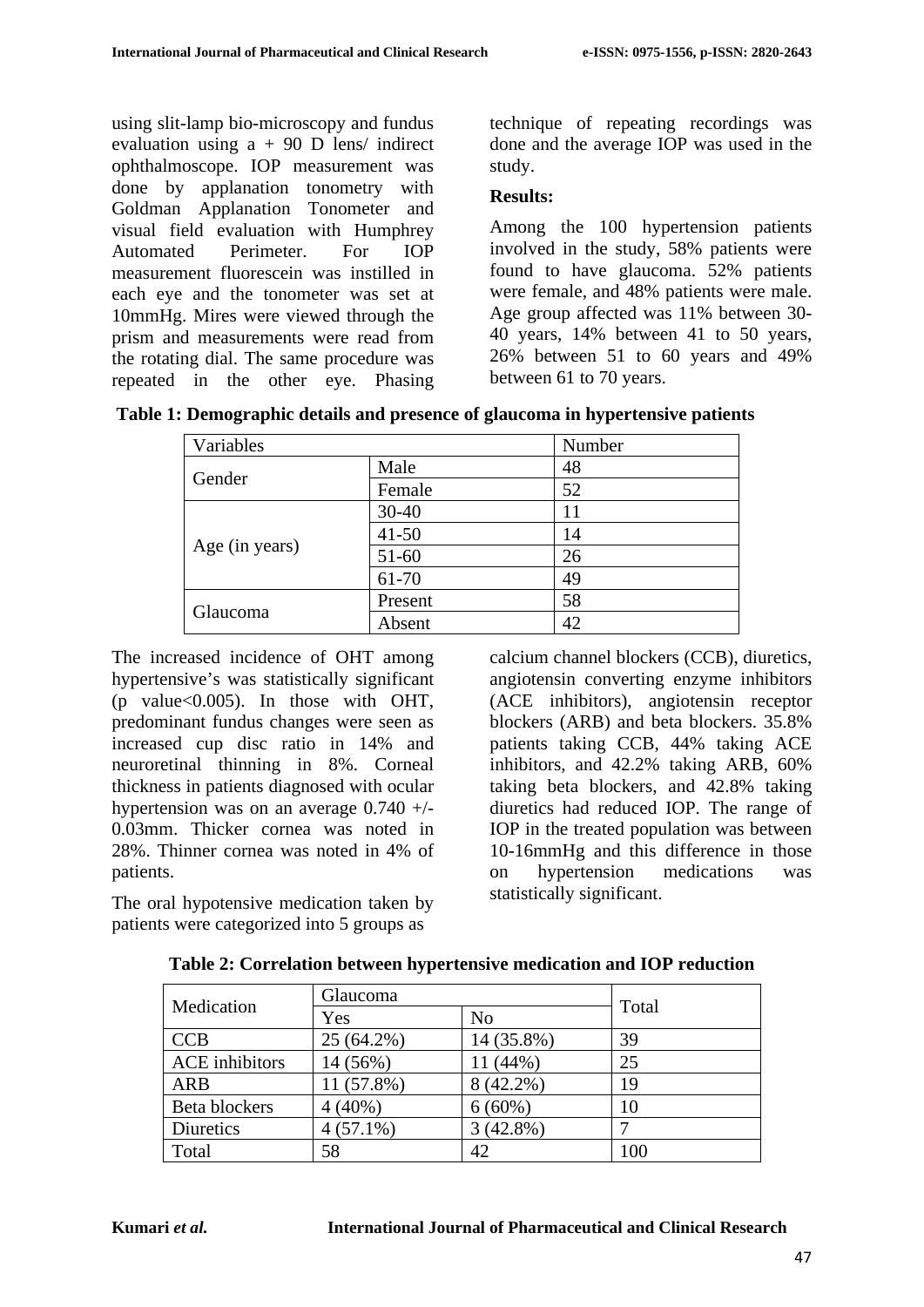using slit-lamp bio-microscopy and fundus evaluation using a + 90 D lens/ indirect ophthalmoscope. IOP measurement was done by applanation tonometry with Goldman Applanation Tonometer and visual field evaluation with Humphrey Automated Perimeter. For IOP measurement fluorescein was instilled in each eye and the tonometer was set at 10mmHg. Mires were viewed through the prism and measurements were read from the rotating dial. The same procedure was repeated in the other eye. Phasing technique of repeating recordings was done and the average IOP was used in the study.

**Results:**

Among the 100 hypertension patients involved in the study, 58% patients were found to have glaucoma. 52% patients were female, and 48% patients were male. Age group affected was 11% between 30-40 years, 14% between 41 to 50 years, 26% between 51 to 60 years and 49% between 61 to 70 years.

**Table 1: Demographic details and presence of glaucoma in hypertensive patients**

| Variables | | Number |
|---|---|---|
| Gender | Male | 48 |
| | Female | 52 |
| Age (in years) | 30-40 | 11 |
| | 41-50 | 14 |
| | 51-60 | 26 |
| | 61-70 | 49 |
| Glaucoma | Present | 58 |
| | Absent | 42 |

The increased incidence of OHT among hypertensive's was statistically significant (p value<0.005). In those with OHT, predominant fundus changes were seen as increased cup disc ratio in 14% and neuroretinal thinning in 8%. Corneal thickness in patients diagnosed with ocular hypertension was on an average 0.740 +/- 0.03mm. Thicker cornea was noted in 28%. Thinner cornea was noted in 4% of patients.

The oral hypotensive medication taken by patients were categorized into 5 groups as calcium channel blockers (CCB), diuretics, angiotensin converting enzyme inhibitors (ACE inhibitors), angiotensin receptor blockers (ARB) and beta blockers. 35.8% patients taking CCB, 44% taking ACE inhibitors, and 42.2% taking ARB, 60% taking beta blockers, and 42.8% taking diuretics had reduced IOP. The range of IOP in the treated population was between 10-16mmHg and this difference in those on hypertension medications was statistically significant.

**Table 2: Correlation between hypertensive medication and IOP reduction**

| Medication | Glaucoma | | Total |
|---|---|---|---|
| | Yes | No | |
| CCB | 25 (64.2%) | 14 (35.8%) | 39 |
| ACE inhibitors | 14 (56%) | 11 (44%) | 25 |
| ARB | 11 (57.8%) | 8 (42.2%) | 19 |
| Beta blockers | 4 (40%) | 6 (60%) | 10 |
| Diuretics | 4 (57.1%) | 3 (42.8%) | 7 |
| Total | 58 | 42 | 100 |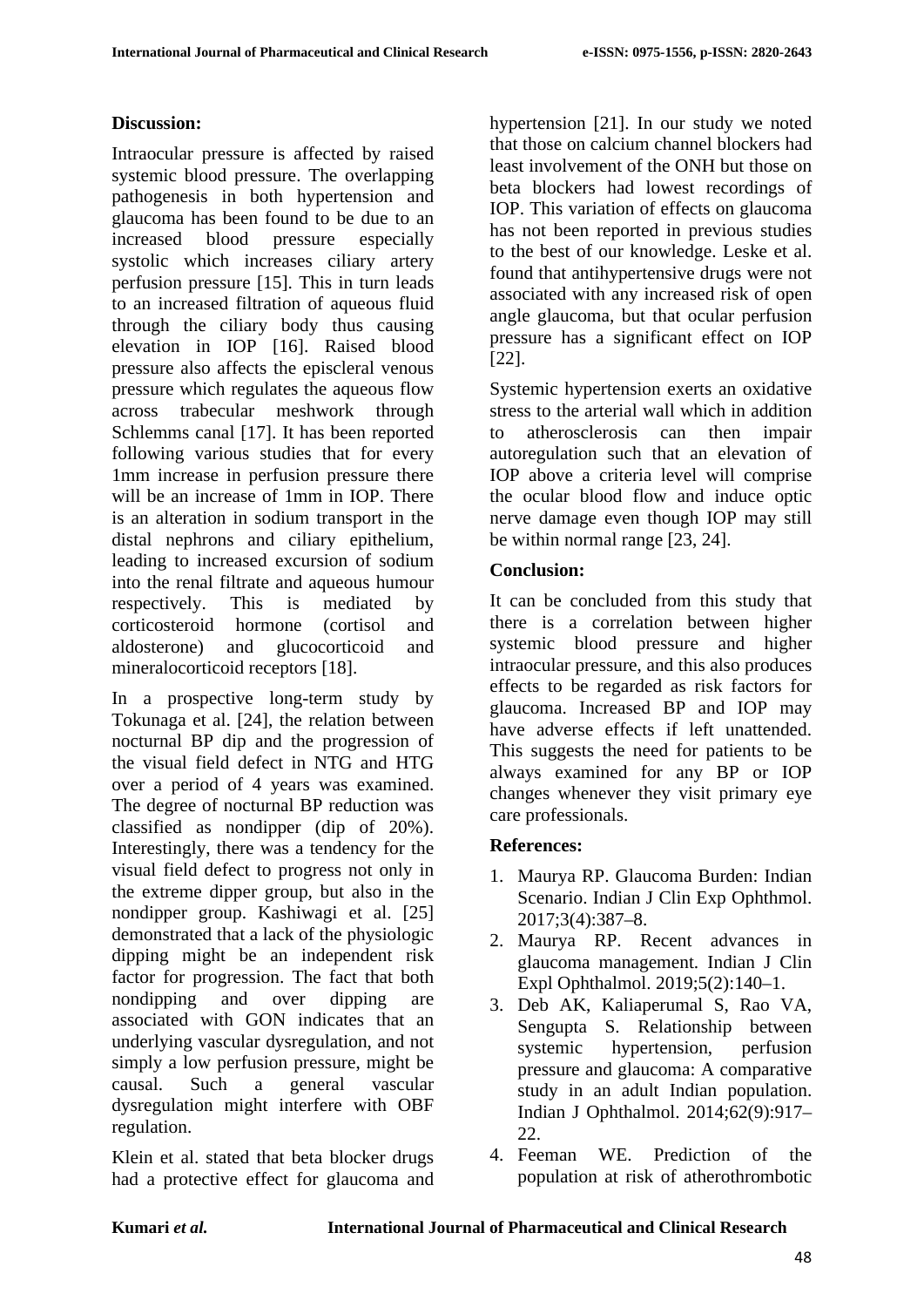## Discussion:

Intraocular pressure is affected by raised systemic blood pressure. The overlapping pathogenesis in both hypertension and glaucoma has been found to be due to an increased blood pressure especially systolic which increases ciliary artery perfusion pressure [15]. This in turn leads to an increased filtration of aqueous fluid through the ciliary body thus causing elevation in IOP [16]. Raised blood pressure also affects the episcleral venous pressure which regulates the aqueous flow across trabecular meshwork through Schlemms canal [17]. It has been reported following various studies that for every 1mm increase in perfusion pressure there will be an increase of 1mm in IOP. There is an alteration in sodium transport in the distal nephrons and ciliary epithelium, leading to increased excursion of sodium into the renal filtrate and aqueous humour respectively. This is mediated by corticosteroid hormone (cortisol and aldosterone) and glucocorticoid and mineralocorticoid receptors [18].

In a prospective long-term study by Tokunaga et al. [24], the relation between nocturnal BP dip and the progression of the visual field defect in NTG and HTG over a period of 4 years was examined. The degree of nocturnal BP reduction was classified as nondipper (dip of 20%). Interestingly, there was a tendency for the visual field defect to progress not only in the extreme dipper group, but also in the nondipper group. Kashiwagi et al. [25] demonstrated that a lack of the physiologic dipping might be an independent risk factor for progression. The fact that both nondipping and over dipping are associated with GON indicates that an underlying vascular dysregulation, and not simply a low perfusion pressure, might be causal. Such a general vascular dysregulation might interfere with OBF regulation.

Klein et al. stated that beta blocker drugs had a protective effect for glaucoma and hypertension [21]. In our study we noted that those on calcium channel blockers had least involvement of the ONH but those on beta blockers had lowest recordings of IOP. This variation of effects on glaucoma has not been reported in previous studies to the best of our knowledge. Leske et al. found that antihypertensive drugs were not associated with any increased risk of open angle glaucoma, but that ocular perfusion pressure has a significant effect on IOP [22].

Systemic hypertension exerts an oxidative stress to the arterial wall which in addition to atherosclerosis can then impair autoregulation such that an elevation of IOP above a criteria level will comprise the ocular blood flow and induce optic nerve damage even though IOP may still be within normal range [23, 24].

## Conclusion:

It can be concluded from this study that there is a correlation between higher systemic blood pressure and higher intraocular pressure, and this also produces effects to be regarded as risk factors for glaucoma. Increased BP and IOP may have adverse effects if left unattended. This suggests the need for patients to be always examined for any BP or IOP changes whenever they visit primary eye care professionals.

## References:

1. Maurya RP. Glaucoma Burden: Indian Scenario. Indian J Clin Exp Ophthmol. 2017;3(4):387–8.
2. Maurya RP. Recent advances in glaucoma management. Indian J Clin Expl Ophthalmol. 2019;5(2):140–1.
3. Deb AK, Kaliaperumal S, Rao VA, Sengupta S. Relationship between systemic hypertension, perfusion pressure and glaucoma: A comparative study in an adult Indian population. Indian J Ophthalmol. 2014;62(9):917–22.
4. Feeman WE. Prediction of the population at risk of atherothrombotic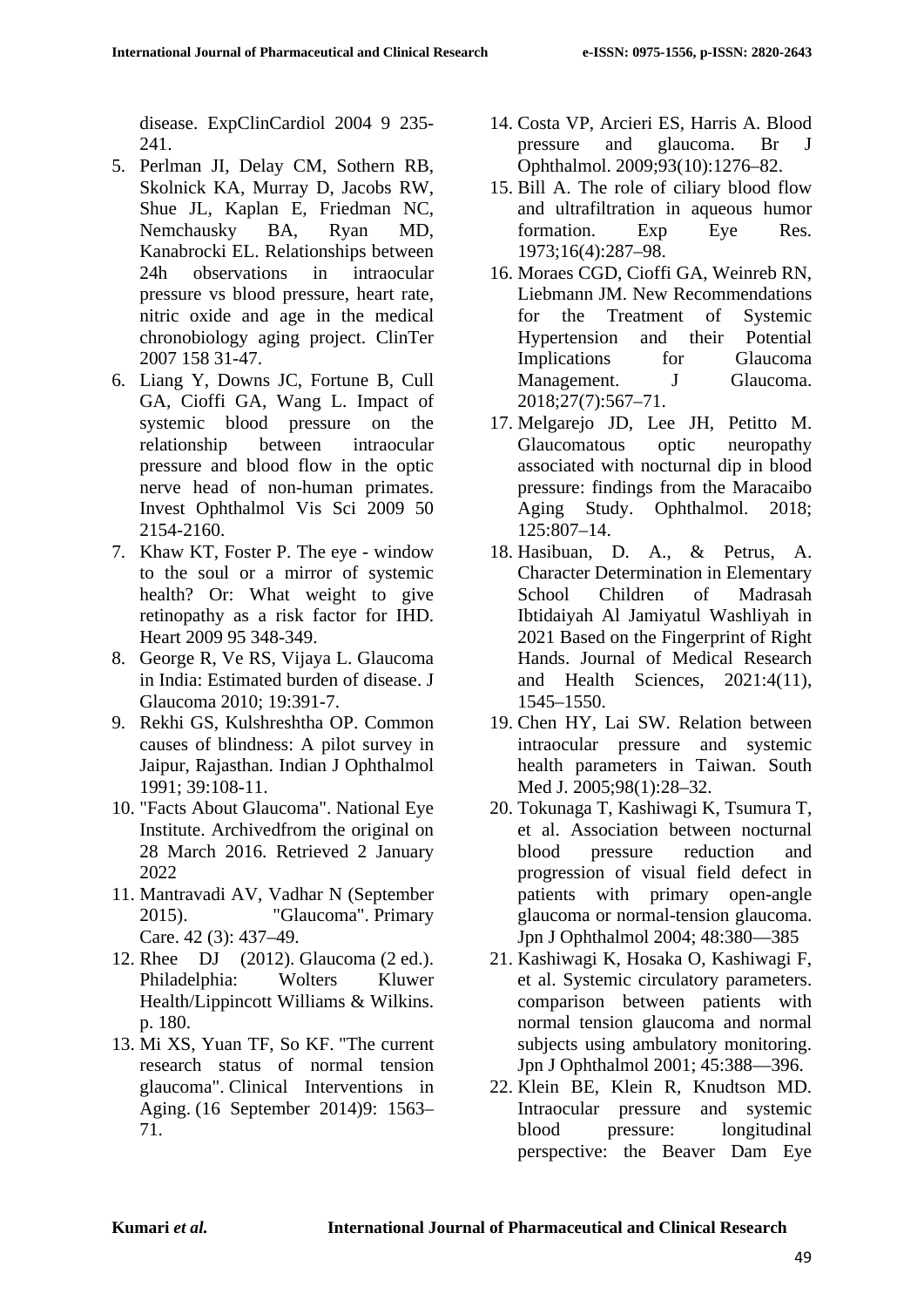disease. ExpClinCardiol 2004 9 235-241.

5. Perlman JI, Delay CM, Sothern RB, Skolnick KA, Murray D, Jacobs RW, Shue JL, Kaplan E, Friedman NC, Nemchausky BA, Ryan MD, Kanabrocki EL. Relationships between 24h observations in intraocular pressure vs blood pressure, heart rate, nitric oxide and age in the medical chronobiology aging project. ClinTer 2007 158 31-47.
6. Liang Y, Downs JC, Fortune B, Cull GA, Cioffi GA, Wang L. Impact of systemic blood pressure on the relationship between intraocular pressure and blood flow in the optic nerve head of non-human primates. Invest Ophthalmol Vis Sci 2009 50 2154-2160.
7. Khaw KT, Foster P. The eye - window to the soul or a mirror of systemic health? Or: What weight to give retinopathy as a risk factor for IHD. Heart 2009 95 348-349.
8. George R, Ve RS, Vijaya L. Glaucoma in India: Estimated burden of disease. J Glaucoma 2010; 19:391-7.
9. Rekhi GS, Kulshreshtha OP. Common causes of blindness: A pilot survey in Jaipur, Rajasthan. Indian J Ophthalmol 1991; 39:108-11.
10. "Facts About Glaucoma". National Eye Institute. Archivedfrom the original on 28 March 2016. Retrieved 2 January 2022
11. Mantravadi AV, Vadhar N (September 2015). "Glaucoma". Primary Care. 42 (3): 437–49.
12. Rhee DJ (2012). Glaucoma (2 ed.). Philadelphia: Wolters Kluwer Health/Lippincott Williams & Wilkins. p. 180.
13. Mi XS, Yuan TF, So KF. "The current research status of normal tension glaucoma". Clinical Interventions in Aging. (16 September 2014)9: 1563–71.
14. Costa VP, Arcieri ES, Harris A. Blood pressure and glaucoma. Br J Ophthalmol. 2009;93(10):1276–82.
15. Bill A. The role of ciliary blood flow and ultrafiltration in aqueous humor formation. Exp Eye Res. 1973;16(4):287–98.
16. Moraes CGD, Cioffi GA, Weinreb RN, Liebmann JM. New Recommendations for the Treatment of Systemic Hypertension and their Potential Implications for Glaucoma Management. J Glaucoma. 2018;27(7):567–71.
17. Melgarejo JD, Lee JH, Petitto M. Glaucomatous optic neuropathy associated with nocturnal dip in blood pressure: findings from the Maracaibo Aging Study. Ophthalmol. 2018; 125:807–14.
18. Hasibuan, D. A., & Petrus, A. Character Determination in Elementary School Children of Madrasah Ibtidaiyah Al Jamiyatul Washliyah in 2021 Based on the Fingerprint of Right Hands. Journal of Medical Research and Health Sciences, 2021:4(11), 1545–1550.
19. Chen HY, Lai SW. Relation between intraocular pressure and systemic health parameters in Taiwan. South Med J. 2005;98(1):28–32.
20. Tokunaga T, Kashiwagi K, Tsumura T, et al. Association between nocturnal blood pressure reduction and progression of visual field defect in patients with primary open-angle glaucoma or normal-tension glaucoma. Jpn J Ophthalmol 2004; 48:380—385
21. Kashiwagi K, Hosaka O, Kashiwagi F, et al. Systemic circulatory parameters. comparison between patients with normal tension glaucoma and normal subjects using ambulatory monitoring. Jpn J Ophthalmol 2001; 45:388—396.
22. Klein BE, Klein R, Knudtson MD. Intraocular pressure and systemic blood pressure: longitudinal perspective: the Beaver Dam Eye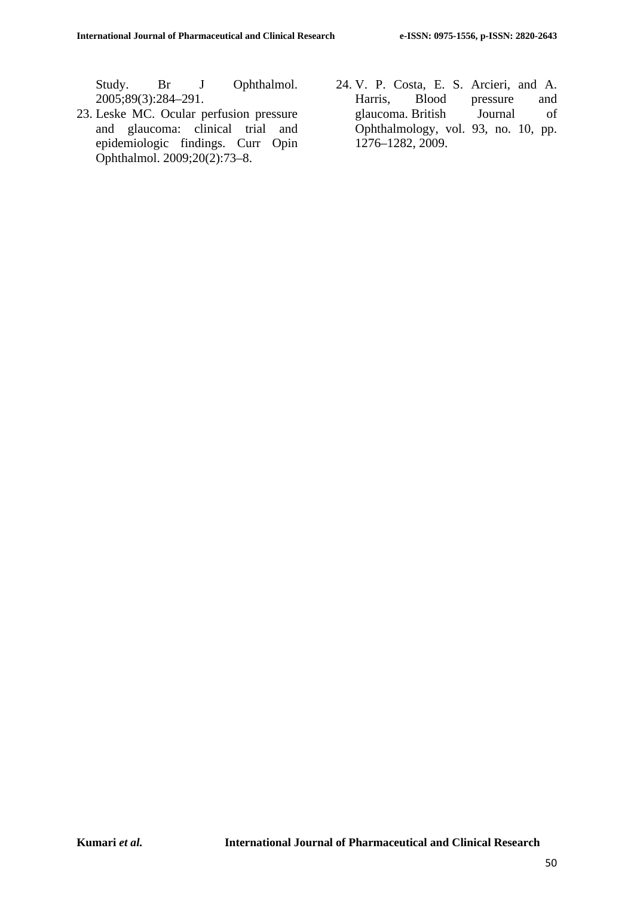Study. Br J Ophthalmol. 2005;89(3):284–291.

23. Leske MC. Ocular perfusion pressure and glaucoma: clinical trial and epidemiologic findings. Curr Opin Ophthalmol. 2009;20(2):73–8.

24. V. P. Costa, E. S. Arcieri, and A. Harris, Blood pressure and glaucoma. British Journal of Ophthalmology, vol. 93, no. 10, pp. 1276–1282, 2009.